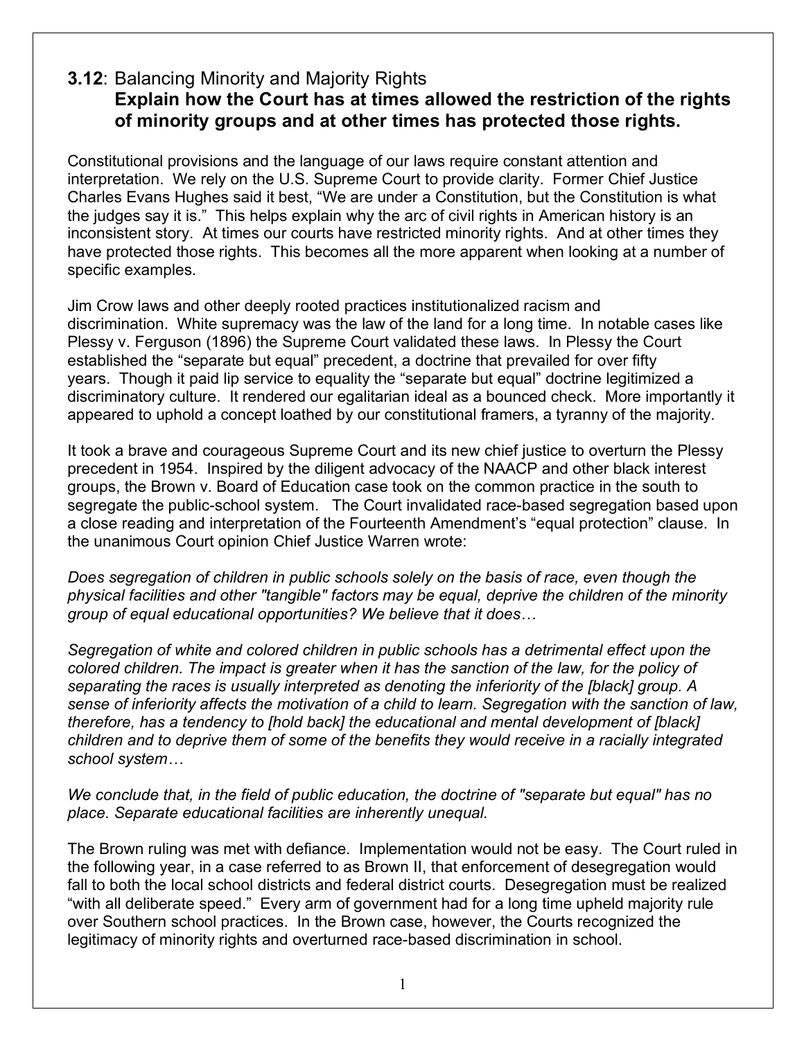## **3.12**: Balancing Minority and Majority Rights

### Explain how the Court has at times allowed the restriction of the rights of minority groups and at other times has protected those rights.

Constitutional provisions and the language of our laws require constant attention and interpretation. We rely on the U.S. Supreme Court to provide clarity. Former Chief Justice Charles Evans Hughes said it best, "We are under a Constitution, but the Constitution is what the judges say it is." This helps explain why the arc of civil rights in American history is an inconsistent story. At times our courts have restricted minority rights. And at other times they have protected those rights. This becomes all the more apparent when looking at a number of specific examples.

Jim Crow laws and other deeply rooted practices institutionalized racism and discrimination. White supremacy was the law of the land for a long time. In notable cases like Plessy v. Ferguson (1896) the Supreme Court validated these laws. In Plessy the Court established the "separate but equal" precedent, a doctrine that prevailed for over fifty years. Though it paid lip service to equality the "separate but equal" doctrine legitimized a discriminatory culture. It rendered our egalitarian ideal as a bounced check. More importantly it appeared to uphold a concept loathed by our constitutional framers, a tyranny of the majority.

It took a brave and courageous Supreme Court and its new chief justice to overturn the Plessy precedent in 1954. Inspired by the diligent advocacy of the NAACP and other black interest groups, the Brown v. Board of Education case took on the common practice in the south to segregate the public-school system. The Court invalidated race-based segregation based upon a close reading and interpretation of the Fourteenth Amendment's "equal protection" clause. In the unanimous Court opinion Chief Justice Warren wrote:

*Does segregation of children in public schools solely on the basis of race, even though the physical facilities and other "tangible" factors may be equal, deprive the children of the minority group of equal educational opportunities? We believe that it does…*

*Segregation of white and colored children in public schools has a detrimental effect upon the colored children. The impact is greater when it has the sanction of the law, for the policy of separating the races is usually interpreted as denoting the inferiority of the [black] group. A sense of inferiority affects the motivation of a child to learn. Segregation with the sanction of law, therefore, has a tendency to [hold back] the educational and mental development of [black] children and to deprive them of some of the benefits they would receive in a racially integrated school system…*

*We conclude that, in the field of public education, the doctrine of "separate but equal" has no place. Separate educational facilities are inherently unequal.*

The Brown ruling was met with defiance. Implementation would not be easy. The Court ruled in the following year, in a case referred to as Brown II, that enforcement of desegregation would fall to both the local school districts and federal district courts. Desegregation must be realized "with all deliberate speed." Every arm of government had for a long time upheld majority rule over Southern school practices. In the Brown case, however, the Courts recognized the legitimacy of minority rights and overturned race-based discrimination in school.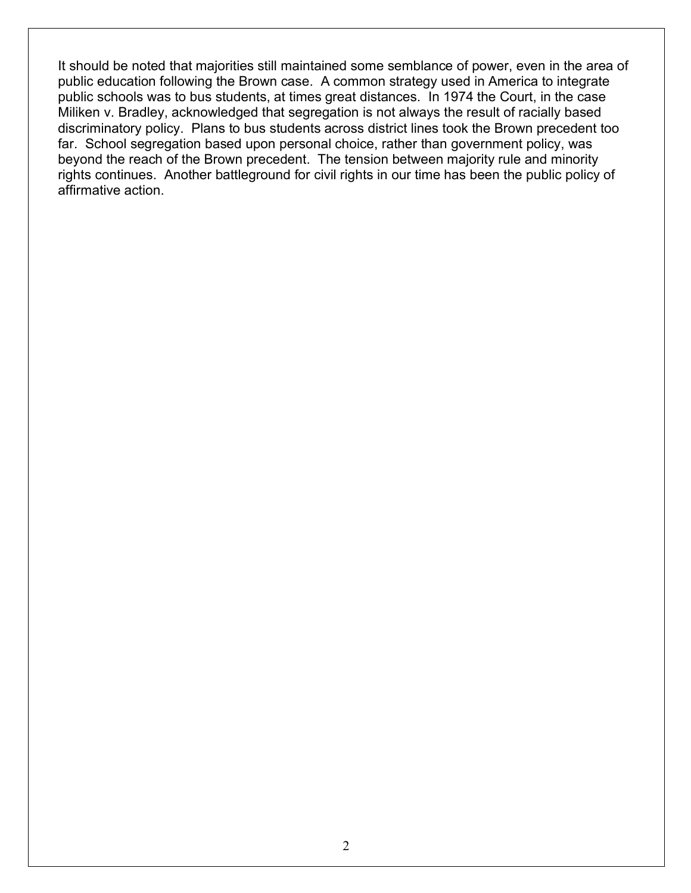It should be noted that majorities still maintained some semblance of power, even in the area of public education following the Brown case. A common strategy used in America to integrate public schools was to bus students, at times great distances. In 1974 the Court, in the case Miliken v. Bradley, acknowledged that segregation is not always the result of racially based discriminatory policy. Plans to bus students across district lines took the Brown precedent too far. School segregation based upon personal choice, rather than government policy, was beyond the reach of the Brown precedent. The tension between majority rule and minority rights continues. Another battleground for civil rights in our time has been the public policy of affirmative action.